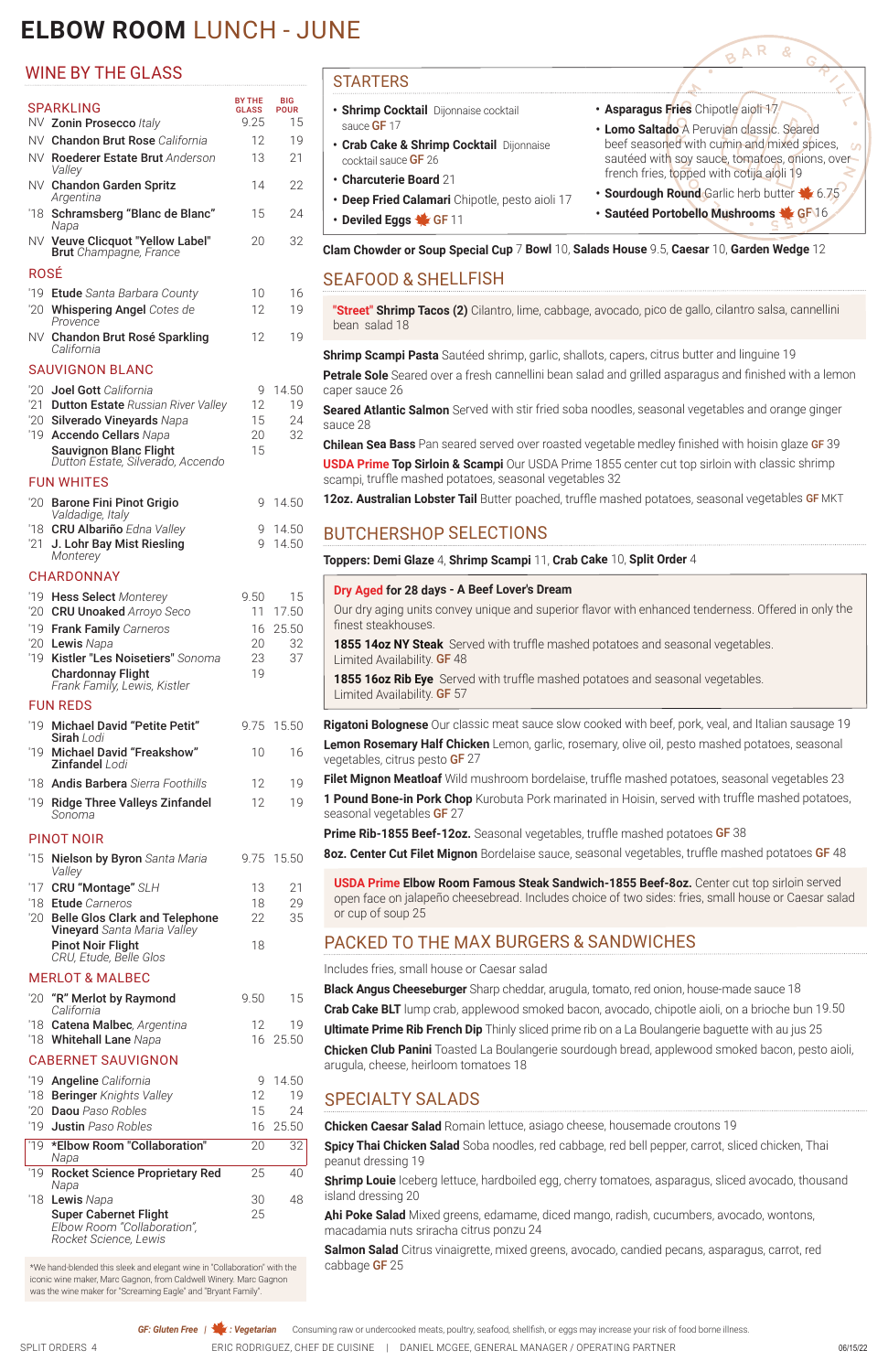# ELBOW ROOM LUNCH - JUNE

## WINE BY THE GLASS

### SPARKLING

| | | BY THE GLASS | BIG POUR |
|---|---|---|---|
| NV | **Zonin Prosecco** *Italy* | 9.25 | 15 |
| NV | **Chandon Brut Rose** *California* | 12 | 19 |
| NV | **Roederer Estate Brut** *Anderson Valley* | 13 | 21 |
| NV | **Chandon Garden Spritz** *Argentina* | 14 | 22 |
| '18 | **Schramsberg "Blanc de Blanc"** *Napa* | 15 | 24 |
| NV | **Veuve Clicquot "Yellow Label" Brut** *Champagne, France* | 20 | 32 |

### ROSÉ

| | | | |
|---|---|---|---|
| '19 | **Etude** *Santa Barbara County* | 10 | 16 |
| '20 | **Whispering Angel** *Cotes de Provence* | 12 | 19 |
| NV | **Chandon Brut Rosé Sparkling** *California* | 12 | 19 |

### SAUVIGNON BLANC

| | | | |
|---|---|---|---|
| '20 | **Joel Gott** *California* | 9 | 14.50 |
| '21 | **Dutton Estate** *Russian River Valley* | 12 | 19 |
| '20 | **Silverado Vineyards** *Napa* | 15 | 24 |
| '19 | **Accendo Cellars** *Napa* | 20 | 32 |
| | **Sauvignon Blanc Flight** *Dutton Estate, Silverado, Accendo* | 15 | |

### FUN WHITES

| | | | |
|---|---|---|---|
| '20 | **Barone Fini Pinot Grigio** *Valdadige, Italy* | 9 | 14.50 |
| '18 | **CRU Albariño** *Edna Valley* | 9 | 14.50 |
| '21 | **J. Lohr Bay Mist Riesling** *Monterey* | 9 | 14.50 |

### CHARDONNAY

| | | | |
|---|---|---|---|
| '19 | **Hess Select** *Monterey* | 9.50 | 15 |
| '20 | **CRU Unoaked** *Arroyo Seco* | 11 | 17.50 |
| '19 | **Frank Family** *Carneros* | 16 | 25.50 |
| '20 | **Lewis** *Napa* | 20 | 32 |
| '19 | **Kistler "Les Noisetiers"** *Sonoma* | 23 | 37 |
| | **Chardonnay Flight** *Frank Family, Lewis, Kistler* | 19 | |

### FUN REDS

| | | | |
|---|---|---|---|
| '19 | **Michael David "Petite Petit" Sirah** *Lodi* | 9.75 | 15.50 |
| '19 | **Michael David "Freakshow" Zinfandel** *Lodi* | 10 | 16 |
| '18 | **Andis Barbera** *Sierra Foothills* | 12 | 19 |
| '19 | **Ridge Three Valleys Zinfandel** *Sonoma* | 12 | 19 |

### PINOT NOIR

| | | | |
|---|---|---|---|
| '15 | **Nielson by Byron** *Santa Maria Valley* | 9.75 | 15.50 |
| '17 | **CRU "Montage"** *SLH* | 13 | 21 |
| '18 | **Etude** *Carneros* | 18 | 29 |
| '20 | **Belle Glos Clark and Telephone Vineyard** *Santa Maria Valley* | 22 | 35 |
| | **Pinot Noir Flight** *CRU, Etude, Belle Glos* | 18 | |

### MERLOT & MALBEC

| | | | |
|---|---|---|---|
| '20 | **"R" Merlot by Raymond** *California* | 9.50 | 15 |
| '18 | **Catena Malbec**, *Argentina* | 12 | 19 |
| '18 | **Whitehall Lane** *Napa* | 16 | 25.50 |

### CABERNET SAUVIGNON

| | | | |
|---|---|---|---|
| '19 | **Angeline** *California* | 9 | 14.50 |
| '18 | **Beringer** *Knights Valley* | 12 | 19 |
| '20 | **Daou** *Paso Robles* | 15 | 24 |
| '19 | **Justin** *Paso Robles* | 16 | 25.50 |
| '19 | **\*Elbow Room "Collaboration"** *Napa* | 20 | 32 |
| '19 | **Rocket Science Proprietary Red** *Napa* | 25 | 40 |
| '18 | **Lewis** *Napa* | 30 | 48 |
| | **Super Cabernet Flight** *Elbow Room "Collaboration", Rocket Science, Lewis* | 25 | |

*We hand-blended this sleek and elegant wine in "Collaboration" with the iconic wine maker, Marc Gagnon, from Caldwell Winery. Marc Gagnon was the wine maker for "Screaming Eagle" and "Bryant Family".

## STARTERS

- **Shrimp Cocktail** Dijonnaise cocktail sauce GF 17
- **Crab Cake & Shrimp Cocktail** Dijonnaise cocktail sauce GF 26
- **Charcuterie Board** 21
- **Deep Fried Calamari** Chipotle, pesto aioli 17
- **Deviled Eggs** 🍁 GF 11
- **Asparagus Fries** Chipotle aioli 17
- **Lomo Saltado** A Peruvian classic. Seared beef seasoned with cumin and mixed spices, sautéed with soy sauce, tomatoes, onions, over french fries, topped with cotija aioli 19
- **Sourdough Round** Garlic herb butter 🍁 6.75
- **Sautéed Portobello Mushrooms** 🍁 GF 16

**Clam Chowder or Soup Special Cup** 7 **Bowl** 10, **Salads House** 9.5, **Caesar** 10, **Garden Wedge** 12

## SEAFOOD & SHELLFISH

**"Street" Shrimp Tacos (2)** Cilantro, lime, cabbage, avocado, pico de gallo, cilantro salsa, cannellini bean salad 18

**Shrimp Scampi Pasta** Sautéed shrimp, garlic, shallots, capers, citrus butter and linguine 19

**Petrale Sole** Seared over a fresh cannellini bean salad and grilled asparagus and finished with a lemon caper sauce 26

**Seared Atlantic Salmon** Served with stir fried soba noodles, seasonal vegetables and orange ginger sauce 28

**Chilean Sea Bass** Pan seared served over roasted vegetable medley finished with hoisin glaze GF 39

**USDA Prime Top Sirloin & Scampi** Our USDA Prime 1855 center cut top sirloin with classic shrimp scampi, truffle mashed potatoes, seasonal vegetables 32

**12oz. Australian Lobster Tail** Butter poached, truffle mashed potatoes, seasonal vegetables GF MKT

## BUTCHERSHOP SELECTIONS

**Toppers: Demi Glaze** 4, **Shrimp Scampi** 11, **Crab Cake** 10, **Split Order** 4

**Dry Aged for 28 days - A Beef Lover's Dream**

Our dry aging units convey unique and superior flavor with enhanced tenderness. Offered in only the finest steakhouses.

**1855 14oz NY Steak** Served with truffle mashed potatoes and seasonal vegetables. Limited Availability. GF 48

**1855 16oz Rib Eye** Served with truffle mashed potatoes and seasonal vegetables. Limited Availability. GF 57

**Rigatoni Bolognese** Our classic meat sauce slow cooked with beef, pork, veal, and Italian sausage 19

**Lemon Rosemary Half Chicken** Lemon, garlic, rosemary, olive oil, pesto mashed potatoes, seasonal vegetables, citrus pesto GF 27

**Filet Mignon Meatloaf** Wild mushroom bordelaise, truffle mashed potatoes, seasonal vegetables 23

**1 Pound Bone-in Pork Chop** Kurobuta Pork marinated in Hoisin, served with truffle mashed potatoes, seasonal vegetables GF 27

**Prime Rib-1855 Beef-12oz.** Seasonal vegetables, truffle mashed potatoes GF 38

**8oz. Center Cut Filet Mignon** Bordelaise sauce, seasonal vegetables, truffle mashed potatoes GF 48

**USDA Prime Elbow Room Famous Steak Sandwich-1855 Beef-8oz.** Center cut top sirloin served open face on jalapeño cheesebread. Includes choice of two sides: fries, small house or Caesar salad or cup of soup 25

## PACKED TO THE MAX BURGERS & SANDWICHES

Includes fries, small house or Caesar salad

**Black Angus Cheeseburger** Sharp cheddar, arugula, tomato, red onion, house-made sauce 18

**Crab Cake BLT** lump crab, applewood smoked bacon, avocado, chipotle aioli, on a brioche bun 19.50

**Ultimate Prime Rib French Dip** Thinly sliced prime rib on a La Boulangerie baguette with au jus 25

**Chicken Club Panini** Toasted La Boulangerie sourdough bread, applewood smoked bacon, pesto aioli, arugula, cheese, heirloom tomatoes 18

## SPECIALTY SALADS

**Chicken Caesar Salad** Romain lettuce, asiago cheese, housemade croutons 19

**Spicy Thai Chicken Salad** Soba noodles, red cabbage, red bell pepper, carrot, sliced chicken, Thai peanut dressing 19

**Shrimp Louie** Iceberg lettuce, hardboiled egg, cherry tomatoes, asparagus, sliced avocado, thousand island dressing 20

**Ahi Poke Salad** Mixed greens, edamame, diced mango, radish, cucumbers, avocado, wontons, macadamia nuts sriracha citrus ponzu 24

**Salmon Salad** Citrus vinaigrette, mixed greens, avocado, candied pecans, asparagus, carrot, red cabbage GF 25

*GF: Gluten Free* | 🍁 *: Vegetarian* — Consuming raw or undercooked meats, poultry, seafood, shellfish, or eggs may increase your risk of food borne illness.

SPLIT ORDERS 4 — ERIC RODRIGUEZ, CHEF DE CUISINE | DANIEL MCGEE, GENERAL MANAGER / OPERATING PARTNER — 06/15/22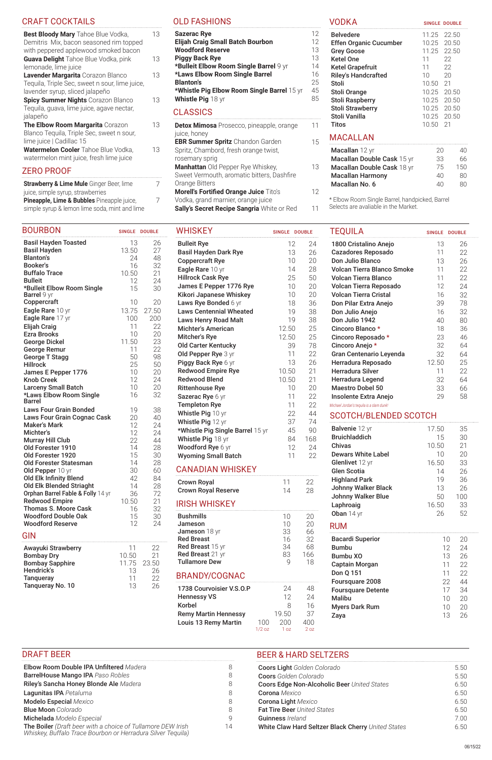## CRAFT COCKTAILS

| | |
|---|---|
| **Best Bloody Mary** Tahoe Blue Vodka, Demitris Mix, bacon seasoned rim topped with peppered applewood smoked bacon | 13 |
| **Guava Delight** Tahoe Blue Vodka, pink lemonade, lime juice | 13 |
| **Lavender Margarita** Corazon Blanco Tequila, Triple Sec, sweet n sour, lime juice, lavender syrup, sliced jalapeño | 13 |
| **Spicy Summer Nights** Corazon Blanco Tequila, guava, lime juice, agave nectar, jalapeño | 13 |
| **The Elbow Room Margarita** Corazon Blanco Tequila, Triple Sec, sweet n sour, lime juice \| Cadillac 15 | 13 |
| **Watermelon Cooler** Tahoe Blue Vodka, watermelon mint juice, fresh lime juice | 13 |

## ZERO PROOF

| | |
|---|---|
| **Strawberry & Lime Mule** Ginger Beer, lime juice, simple syrup, strawberries | 7 |
| **Pineapple, Lime & Bubbles** Pineapple juice, simple syrup & lemon lime soda, mint and lime | 7 |

## OLD FASHIONS

| | |
|---|---|
| **Sazerac Rye** | 12 |
| **Elijah Craig Small Batch Bourbon** | 12 |
| **Woodford Reserve** | 13 |
| **Piggy Back Rye** | 13 |
| ***Bulleit Elbow Room Single Barrel** 9 yr | 14 |
| ***Laws Elbow Room Single Barrel** | 16 |
| **Blanton's** | 25 |
| ***Whistle Pig Elbow Room Single Barrel** 15 yr | 45 |
| **Whistle Pig** 18 yr | 85 |

## CLASSICS

| | |
|---|---|
| **Detox Mimosa** Prosecco, pineapple, orange juice, honey | 11 |
| **EBR Summer Spritz** Chandon Garden Spritz, Chambord, fresh orange twist, rosemary sprig | 15 |
| **Manhattan** Old Pepper Rye Whiskey, Sweet Vermouth, aromatic bitters, Dashfire Orange Bitters | 13 |
| **Morell's Fortified Orange Juice** Tito's Vodka, grand marnier, orange juice | 12 |
| **Sally's Secret Recipe Sangria** White or Red | 11 |

## VODKA

| | SINGLE | DOUBLE |
|---|---|---|
| **Belvedere** | 11.25 | 22.50 |
| **Effen Organic Cucumber** | 10.25 | 20.50 |
| **Grey Goose** | 11.25 | 22.50 |
| **Ketel One** | 11 | 22 |
| **Ketel Grapefruit** | 11 | 22 |
| **Riley's Handcrafted** | 10 | 20 |
| **Stoli** | 10.50 | 21 |
| **Stoli Orange** | 10.25 | 20.50 |
| **Stoli Raspberry** | 10.25 | 20.50 |
| **Stoli Strawberry** | 10.25 | 20.50 |
| **Stoli Vanilla** | 10.25 | 20.50 |
| **Titos** | 10.50 | 21 |

## MACALLAN

| | | |
|---|---|---|
| **Macallan** 12 yr | 20 | 40 |
| **Macallan Double Cask** 15 yr | 33 | 66 |
| **Macallan Double Cask** 18 yr | 75 | 150 |
| **Macallan Harmony** | 40 | 80 |
| **Macallan No. 6** | 40 | 80 |

* Elbow Room Single Barrel, handpicked, Barrel Selects are avaliable in the Market.

## BOURBON

| | SINGLE | DOUBLE |
|---|---|---|
| **Basil Hayden Toasted** | 13 | 26 |
| **Basil Hayden** | 13.50 | 27 |
| **Blanton's** | 24 | 48 |
| **Booker's** | 16 | 32 |
| **Buffalo Trace** | 10.50 | 21 |
| **Bulleit** | 12 | 24 |
| ***Bulleit Elbow Room Single Barrel** 9 yr | 15 | 30 |
| **Coppercraft** | 10 | 20 |
| **Eagle Rare** 10 yr | 13.75 | 27.50 |
| **Eagle Rare** 17 yr | 100 | 200 |
| **Elijah Craig** | 11 | 22 |
| **Ezra Brooks** | 10 | 20 |
| **George Dickel** | 11.50 | 23 |
| **George Remur** | 11 | 22 |
| **George T Stagg** | 50 | 98 |
| **Hillrock** | 25 | 50 |
| **James E Pepper 1776** | 10 | 20 |
| **Knob Creek** | 12 | 24 |
| **Larceny Small Batch** | 10 | 20 |
| ***Laws Elbow Room Single Barrel** | 16 | 32 |
| **Laws Four Grain Bonded** | 19 | 38 |
| **Laws Four Grain Cognac Cask** | 20 | 40 |
| **Maker's Mark** | 12 | 24 |
| **Michter's** | 12 | 24 |
| **Murray Hill Club** | 22 | 44 |
| **Old Forester 1910** | 14 | 28 |
| **Old Forester 1920** | 15 | 30 |
| **Old Forester Statesman** | 14 | 28 |
| **Old Pepper** 10 yr | 30 | 60 |
| **Old Elk Infinity Blend** | 42 | 84 |
| **Old Elk Blended Straight** | 14 | 28 |
| **Orphan Barrel Fable & Folly** 14 yr | 36 | 72 |
| **Redwood Empire** | 10.50 | 21 |
| **Thomas S. Moore Cask** | 16 | 32 |
| **Woodford Double Oak** | 15 | 30 |
| **Woodford Reserve** | 12 | 24 |

## GIN

| | | |
|---|---|---|
| **Awayuki Strawberry** | 11 | 22 |
| **Bombay Dry** | 10.50 | 21 |
| **Bombay Sapphire** | 11.75 | 23.50 |
| **Hendrick's** | 13 | 26 |
| **Tanqueray** | 11 | 22 |
| **Tanqueray No. 10** | 13 | 26 |

## WHISKEY

| | SINGLE | DOUBLE |
|---|---|---|
| **Bulleit Rye** | 12 | 24 |
| **Basil Hayden Dark Rye** | 13 | 26 |
| **Coppercraft Rye** | 10 | 20 |
| **Eagle Rare** 10 yr | 14 | 28 |
| **Hillrock Cask Rye** | 25 | 50 |
| **James E Pepper 1776 Rye** | 10 | 20 |
| **Kikori Japanese Whiskey** | 10 | 20 |
| **Laws Rye Bonded** 6 yr | 18 | 36 |
| **Laws Centennial Wheated** | 19 | 38 |
| **Laws Henry Road Malt** | 19 | 38 |
| **Michter's American** | 12.50 | 25 |
| **Mitcher's Rye** | 12.50 | 25 |
| **Old Carter Kentucky** | 39 | 78 |
| **Old Pepper Rye** 3 yr | 11 | 22 |
| **Piggy Back Rye** 6 yr | 13 | 26 |
| **Redwood Empire Rye** | 10.50 | 21 |
| **Redwood Blend** | 10.50 | 21 |
| **Rittenhouse Rye** | 10 | 20 |
| **Sazerac Rye** 6 yr | 11 | 22 |
| **Templeton Rye** | 11 | 22 |
| **Whistle Pig** 10 yr | 22 | 44 |
| **Whistle Pig** 12 yr | 37 | 74 |
| ***Whistle Pig Single Barrel** 15 yr | 45 | 90 |
| **Whistle Pig** 18 yr | 84 | 168 |
| **Woodford Rye** 6 yr | 12 | 24 |
| **Wyoming Small Batch** | 11 | 22 |

## CANADIAN WHISKEY

| | | |
|---|---|---|
| **Crown Royal** | 11 | 22 |
| **Crown Royal Reserve** | 14 | 28 |

## IRISH WHISKEY

| | | |
|---|---|---|
| **Bushmills** | 10 | 20 |
| **Jameson** | 10 | 20 |
| **Jameson** 18 yr | 33 | 66 |
| **Red Breast** | 16 | 32 |
| **Red Breast** 15 yr | 34 | 68 |
| **Red Breast** 21 yr | 83 | 166 |
| **Tullamore Dew** | 9 | 18 |

## BRANDY/COGNAC

| | | | |
|---|---|---|---|
| **1738 Courvoisier V.S.O.P** | | 24 | 48 |
| **Hennessy VS** | | 12 | 24 |
| **Korbel** | | 8 | 16 |
| **Remy Martin Hennessy** | | 19.50 | 37 |
| **Louis 13 Remy Martin** | 100 (1/2 oz) | 200 (1 oz) | 400 (2 oz) |

## TEQUILA

| | SINGLE | DOUBLE |
|---|---|---|
| **1800 Cristalino Anejo** | 13 | 26 |
| **Cazadores Reposado** | 11 | 22 |
| **Don Julio Blanco** | 13 | 26 |
| **Volcan Tierra Blanco Smoke** | 11 | 22 |
| **Volcan Tierra Blanco** | 11 | 22 |
| **Volcan Tierra Reposado** | 12 | 24 |
| **Volcan Tierra Cristal** | 16 | 32 |
| **Don Pilar Extra Anejo** | 39 | 78 |
| **Don Julio Anejo** | 16 | 32 |
| **Don Julio 1942** | 40 | 80 |
| **Cincoro Blanco** * | 18 | 36 |
| **Cincoro Reposado** * | 23 | 46 |
| **Cincoro Anejo** * | 32 | 64 |
| **Gran Centenario Leyenda** | 32 | 64 |
| **Herradura Reposado** | 12.50 | 25 |
| **Herradura Silver** | 11 | 22 |
| **Herradura Legend** | 32 | 64 |
| **Maestro Dobel 50** | 33 | 66 |
| **Insolente Extra Anejo** | 29 | 58 |

*Michael Jordan's tequila is a slam dunk!*

## SCOTCH/BLENDED SCOTCH

| | | |
|---|---|---|
| **Balvenie** 12 yr | 17.50 | 35 |
| **Bruichladdich** | 15 | 30 |
| **Chivas** | 10.50 | 21 |
| **Dewars White Label** | 10 | 20 |
| **Glenlivet** 12 yr | 16.50 | 33 |
| **Glen Scotia** | 14 | 26 |
| **Highland Park** | 19 | 36 |
| **Johnny Walker Black** | 13 | 26 |
| **Johnny Walker Blue** | 50 | 100 |
| **Laphroaig** | 16.50 | 33 |
| **Oban** 14 yr | 26 | 52 |

## RUM

| | | |
|---|---|---|
| **Bacardi Superior** | 10 | 20 |
| **Bumbu** | 12 | 24 |
| **Bumbu XO** | 13 | 26 |
| **Captain Morgan** | 11 | 22 |
| **Don Q 151** | 11 | 22 |
| **Foursquare 2008** | 22 | 44 |
| **Foursquare Detente** | 17 | 34 |
| **Malibu** | 10 | 20 |
| **Myers Dark Rum** | 10 | 20 |
| **Zaya** | 13 | 26 |

## DRAFT BEER

| | |
|---|---|
| **Elbow Room Double IPA Unfiltered** *Madera* | 8 |
| **BarrelHouse Mango IPA** *Paso Robles* | 8 |
| **Riley's Sancha Honey Blonde Ale** *Madera* | 8 |
| **Lagunitas IPA** *Petaluma* | 8 |
| **Modelo Especial** *Mexico* | 8 |
| **Blue Moon** *Colorado* | 8 |
| **Michelada** *Modelo Especial* | 9 |
| **The Boiler** *(Draft beer with a choice of Tullamore DEW Irish Whiskey, Buffalo Trace Bourbon or Herradura Silver Tequila)* | 14 |

## BEER & HARD SELTZERS

| | |
|---|---|
| **Coors Light** *Golden Colorado* | 5.50 |
| **Coors** *Golden Colorado* | 5.50 |
| **Coors Edge Non-Alcoholic Beer** *United States* | 6.50 |
| **Corona** *Mexico* | 6.50 |
| **Corona Light** *Mexico* | 6.50 |
| **Fat Tire Beer** *United States* | 6.50 |
| **Guinness** *Ireland* | 7.00 |
| **White Claw Hard Seltzer Black Cherry** *United States* | 6.50 |

06/15/22